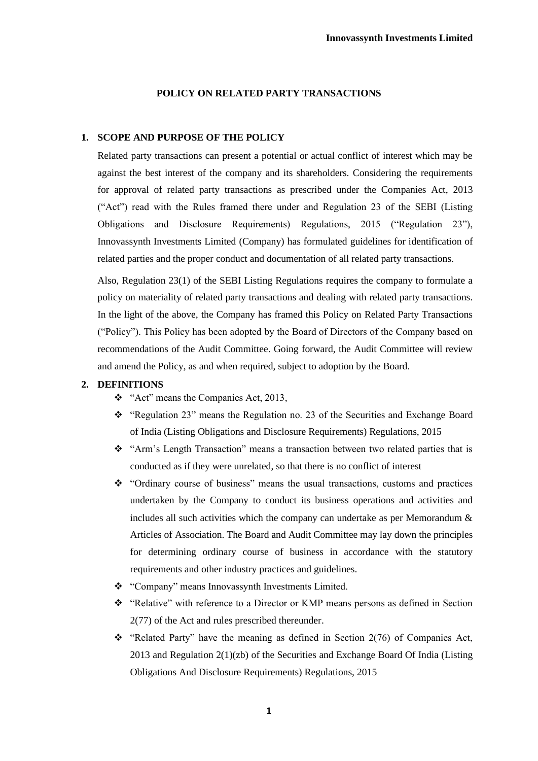# POLICY ON RELATED PARTY TRANSACTIONS

## 1. SCOPE AND PURPOSE OF THE POLICY

Related party transactions can present a potential or actual conflict of interest which may be against the best interest of the company and its shareholders. Considering the requirements for approval of related party transactions as prescribed under the Companies Act, 2013 ("Act") read with the Rules framed there under and Regulation 23 of the SEBI (Listing Obligations and Disclosure Requirements) Regulations, 2015 ("Regulation 23"), Innovassynth Investments Limited (Company) has formulated guidelines for identification of related parties and the proper conduct and documentation of all related party transactions.

Also, Regulation 23(1) of the SEBI Listing Regulations requires the company to formulate a policy on materiality of related party transactions and dealing with related party transactions. In the light of the above, the Company has framed this Policy on Related Party Transactions ("Policy"). This Policy has been adopted by the Board of Directors of the Company based on recommendations of the Audit Committee. Going forward, the Audit Committee will review and amend the Policy, as and when required, subject to adoption by the Board.

## 2. DEFINITIONS

- "Act" means the Companies Act, 2013,
- "Regulation 23" means the Regulation no. 23 of the Securities and Exchange Board of India (Listing Obligations and Disclosure Requirements) Regulations, 2015
- "Arm's Length Transaction" means a transaction between two related parties that is conducted as if they were unrelated, so that there is no conflict of interest
- "Ordinary course of business" means the usual transactions, customs and practices undertaken by the Company to conduct its business operations and activities and includes all such activities which the company can undertake as per Memorandum & Articles of Association. The Board and Audit Committee may lay down the principles for determining ordinary course of business in accordance with the statutory requirements and other industry practices and guidelines.
- "Company" means Innovassynth Investments Limited.
- "Relative" with reference to a Director or KMP means persons as defined in Section 2(77) of the Act and rules prescribed thereunder.
- "Related Party" have the meaning as defined in Section 2(76) of Companies Act, 2013 and Regulation 2(1)(zb) of the Securities and Exchange Board Of India (Listing Obligations And Disclosure Requirements) Regulations, 2015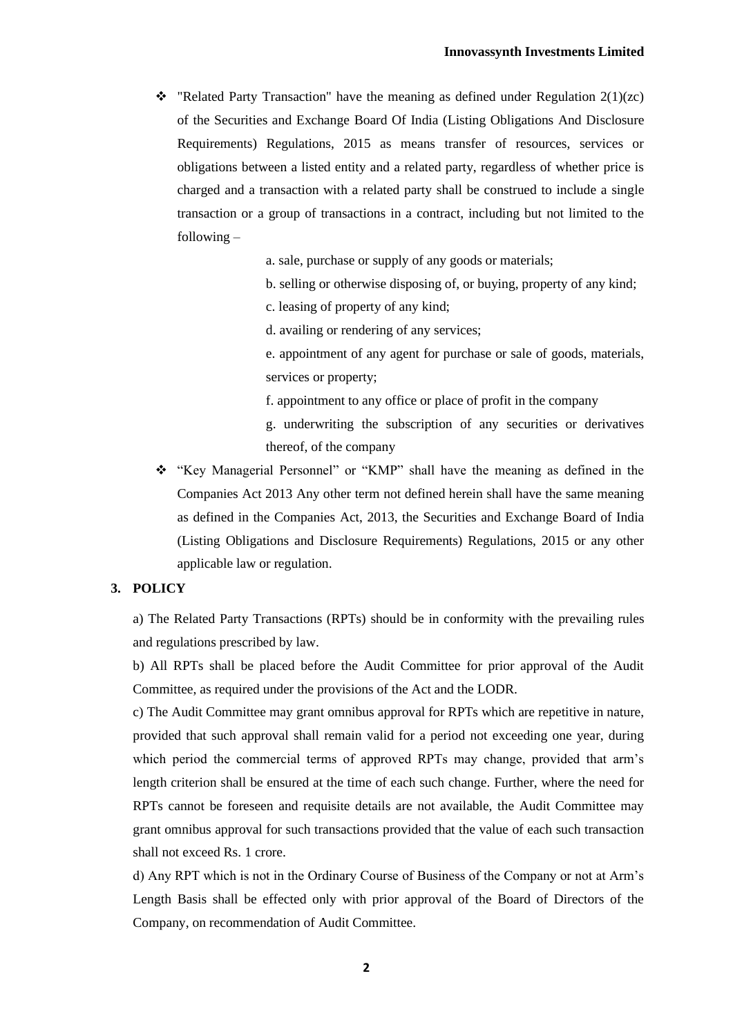- "Related Party Transaction" have the meaning as defined under Regulation 2(1)(zc) of the Securities and Exchange Board Of India (Listing Obligations And Disclosure Requirements) Regulations, 2015 as means transfer of resources, services or obligations between a listed entity and a related party, regardless of whether price is charged and a transaction with a related party shall be construed to include a single transaction or a group of transactions in a contract, including but not limited to the following –

  a. sale, purchase or supply of any goods or materials;

  b. selling or otherwise disposing of, or buying, property of any kind;

  c. leasing of property of any kind;

  d. availing or rendering of any services;

  e. appointment of any agent for purchase or sale of goods, materials, services or property;

  f. appointment to any office or place of profit in the company

  g. underwriting the subscription of any securities or derivatives thereof, of the company

- "Key Managerial Personnel" or "KMP" shall have the meaning as defined in the Companies Act 2013 Any other term not defined herein shall have the same meaning as defined in the Companies Act, 2013, the Securities and Exchange Board of India (Listing Obligations and Disclosure Requirements) Regulations, 2015 or any other applicable law or regulation.

## 3. POLICY

a) The Related Party Transactions (RPTs) should be in conformity with the prevailing rules and regulations prescribed by law.

b) All RPTs shall be placed before the Audit Committee for prior approval of the Audit Committee, as required under the provisions of the Act and the LODR.

c) The Audit Committee may grant omnibus approval for RPTs which are repetitive in nature, provided that such approval shall remain valid for a period not exceeding one year, during which period the commercial terms of approved RPTs may change, provided that arm's length criterion shall be ensured at the time of each such change. Further, where the need for RPTs cannot be foreseen and requisite details are not available, the Audit Committee may grant omnibus approval for such transactions provided that the value of each such transaction shall not exceed Rs. 1 crore.

d) Any RPT which is not in the Ordinary Course of Business of the Company or not at Arm's Length Basis shall be effected only with prior approval of the Board of Directors of the Company, on recommendation of Audit Committee.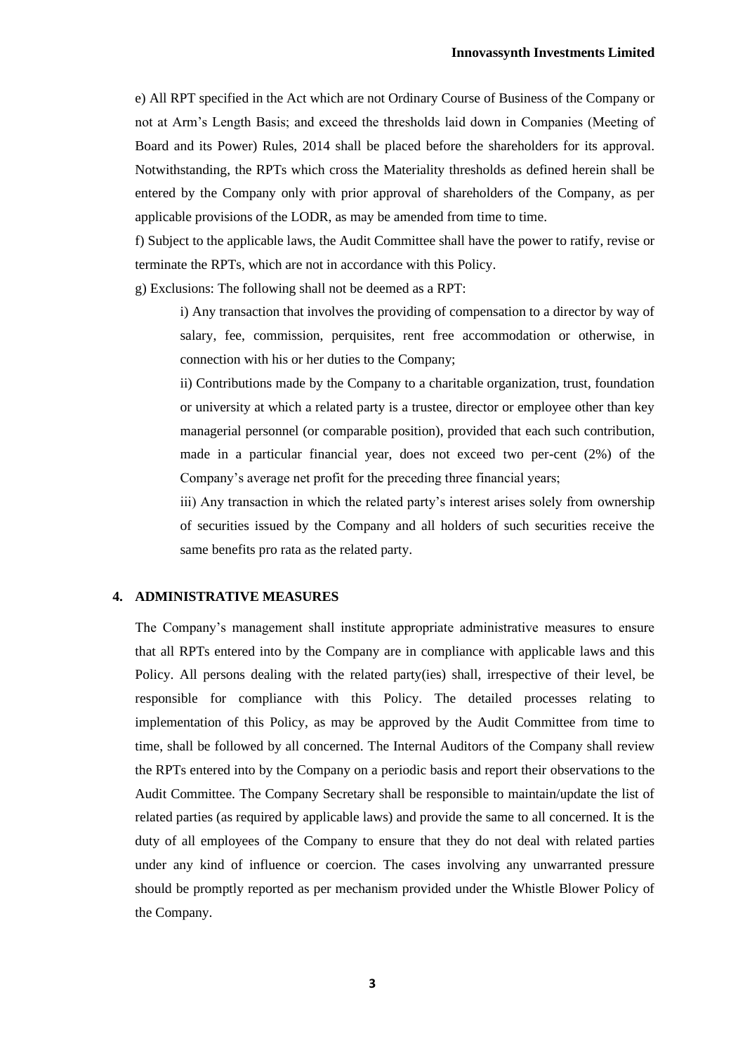e) All RPT specified in the Act which are not Ordinary Course of Business of the Company or not at Arm's Length Basis; and exceed the thresholds laid down in Companies (Meeting of Board and its Power) Rules, 2014 shall be placed before the shareholders for its approval. Notwithstanding, the RPTs which cross the Materiality thresholds as defined herein shall be entered by the Company only with prior approval of shareholders of the Company, as per applicable provisions of the LODR, as may be amended from time to time.

f) Subject to the applicable laws, the Audit Committee shall have the power to ratify, revise or terminate the RPTs, which are not in accordance with this Policy.

g) Exclusions: The following shall not be deemed as a RPT:

i) Any transaction that involves the providing of compensation to a director by way of salary, fee, commission, perquisites, rent free accommodation or otherwise, in connection with his or her duties to the Company;

ii) Contributions made by the Company to a charitable organization, trust, foundation or university at which a related party is a trustee, director or employee other than key managerial personnel (or comparable position), provided that each such contribution, made in a particular financial year, does not exceed two per-cent (2%) of the Company's average net profit for the preceding three financial years;

iii) Any transaction in which the related party's interest arises solely from ownership of securities issued by the Company and all holders of such securities receive the same benefits pro rata as the related party.

## 4. ADMINISTRATIVE MEASURES

The Company's management shall institute appropriate administrative measures to ensure that all RPTs entered into by the Company are in compliance with applicable laws and this Policy. All persons dealing with the related party(ies) shall, irrespective of their level, be responsible for compliance with this Policy. The detailed processes relating to implementation of this Policy, as may be approved by the Audit Committee from time to time, shall be followed by all concerned. The Internal Auditors of the Company shall review the RPTs entered into by the Company on a periodic basis and report their observations to the Audit Committee. The Company Secretary shall be responsible to maintain/update the list of related parties (as required by applicable laws) and provide the same to all concerned. It is the duty of all employees of the Company to ensure that they do not deal with related parties under any kind of influence or coercion. The cases involving any unwarranted pressure should be promptly reported as per mechanism provided under the Whistle Blower Policy of the Company.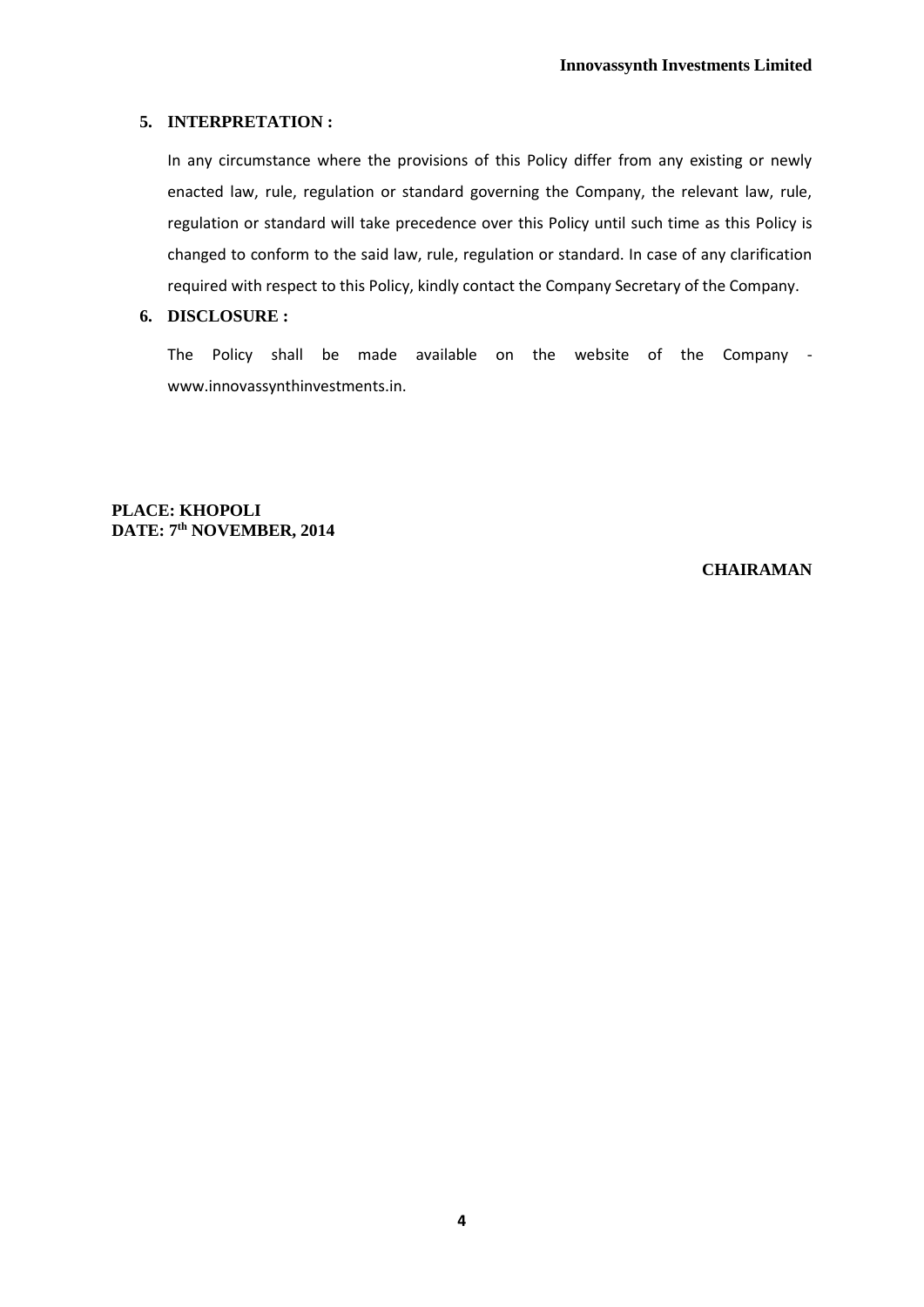## 5. INTERPRETATION :

In any circumstance where the provisions of this Policy differ from any existing or newly enacted law, rule, regulation or standard governing the Company, the relevant law, rule, regulation or standard will take precedence over this Policy until such time as this Policy is changed to conform to the said law, rule, regulation or standard. In case of any clarification required with respect to this Policy, kindly contact the Company Secretary of the Company.

## 6. DISCLOSURE :

The Policy shall be made available on the website of the Company - www.innovassynthinvestments.in.

**PLACE: KHOPOLI**
**DATE: 7th NOVEMBER, 2014**

**CHAIRAMAN**